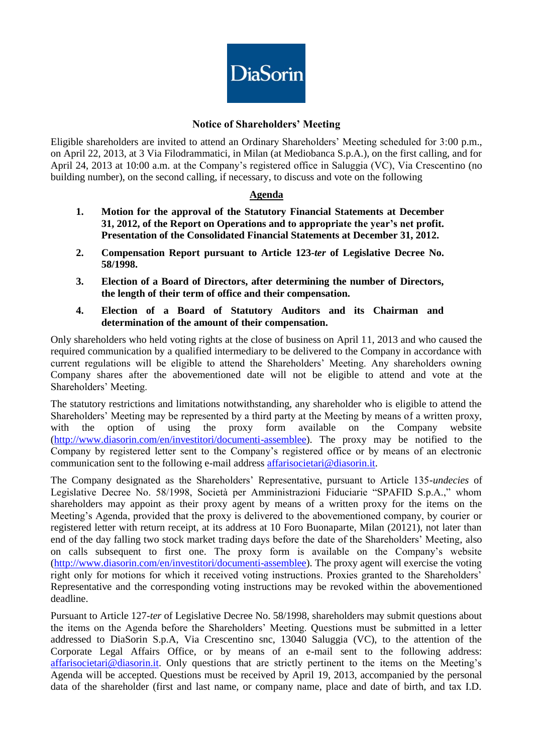DiaSorin

## Notice of Shareholders' Meeting

Eligible shareholders are invited to attend an Ordinary Shareholders' Meeting scheduled for 3:00 p.m., on April 22, 2013, at 3 Via Filodrammatici, in Milan (at Mediobanca S.p.A.), on the first calling, and for April 24, 2013 at 10:00 a.m. at the Company's registered office in Saluggia (VC), Via Crescentino (no building number), on the second calling, if necessary, to discuss and vote on the following

### Agenda

1. **Motion for the approval of the Statutory Financial Statements at December 31, 2012, of the Report on Operations and to appropriate the year's net profit. Presentation of the Consolidated Financial Statements at December 31, 2012.**
2. **Compensation Report pursuant to Article 123-*ter* of Legislative Decree No. 58/1998.**
3. **Election of a Board of Directors, after determining the number of Directors, the length of their term of office and their compensation.**
4. **Election of a Board of Statutory Auditors and its Chairman and determination of the amount of their compensation.**

Only shareholders who held voting rights at the close of business on April 11, 2013 and who caused the required communication by a qualified intermediary to be delivered to the Company in accordance with current regulations will be eligible to attend the Shareholders' Meeting. Any shareholders owning Company shares after the abovementioned date will not be eligible to attend and vote at the Shareholders' Meeting.

The statutory restrictions and limitations notwithstanding, any shareholder who is eligible to attend the Shareholders' Meeting may be represented by a third party at the Meeting by means of a written proxy, with the option of using the proxy form available on the Company website (http://www.diasorin.com/en/investitori/documenti-assemblee). The proxy may be notified to the Company by registered letter sent to the Company's registered office or by means of an electronic communication sent to the following e-mail address affarisocietari@diasorin.it.

The Company designated as the Shareholders' Representative, pursuant to Article 135-*undecies* of Legislative Decree No. 58/1998, Società per Amministrazioni Fiduciarie "SPAFID S.p.A.," whom shareholders may appoint as their proxy agent by means of a written proxy for the items on the Meeting's Agenda, provided that the proxy is delivered to the abovementioned company, by courier or registered letter with return receipt, at its address at 10 Foro Buonaparte, Milan (20121), not later than end of the day falling two stock market trading days before the date of the Shareholders' Meeting, also on calls subsequent to first one. The proxy form is available on the Company's website (http://www.diasorin.com/en/investitori/documenti-assemblee). The proxy agent will exercise the voting right only for motions for which it received voting instructions. Proxies granted to the Shareholders' Representative and the corresponding voting instructions may be revoked within the abovementioned deadline.

Pursuant to Article 127-*ter* of Legislative Decree No. 58/1998, shareholders may submit questions about the items on the Agenda before the Shareholders' Meeting. Questions must be submitted in a letter addressed to DiaSorin S.p.A, Via Crescentino snc, 13040 Saluggia (VC), to the attention of the Corporate Legal Affairs Office, or by means of an e-mail sent to the following address: affarisocietari@diasorin.it. Only questions that are strictly pertinent to the items on the Meeting's Agenda will be accepted. Questions must be received by April 19, 2013, accompanied by the personal data of the shareholder (first and last name, or company name, place and date of birth, and tax I.D.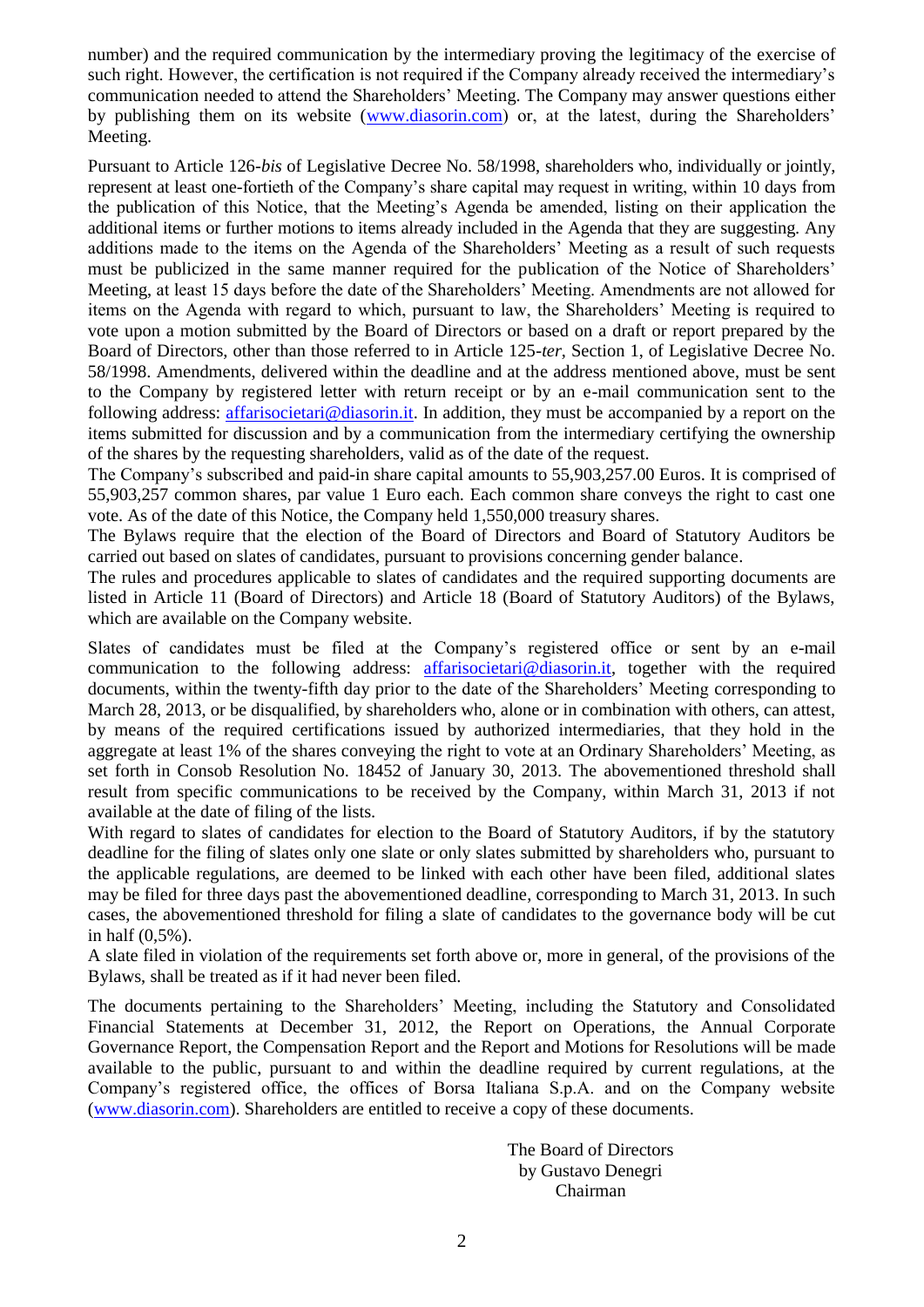number) and the required communication by the intermediary proving the legitimacy of the exercise of such right. However, the certification is not required if the Company already received the intermediary's communication needed to attend the Shareholders' Meeting. The Company may answer questions either by publishing them on its website (www.diasorin.com) or, at the latest, during the Shareholders' Meeting.

Pursuant to Article 126-*bis* of Legislative Decree No. 58/1998, shareholders who, individually or jointly, represent at least one-fortieth of the Company's share capital may request in writing, within 10 days from the publication of this Notice, that the Meeting's Agenda be amended, listing on their application the additional items or further motions to items already included in the Agenda that they are suggesting. Any additions made to the items on the Agenda of the Shareholders' Meeting as a result of such requests must be publicized in the same manner required for the publication of the Notice of Shareholders' Meeting, at least 15 days before the date of the Shareholders' Meeting. Amendments are not allowed for items on the Agenda with regard to which, pursuant to law, the Shareholders' Meeting is required to vote upon a motion submitted by the Board of Directors or based on a draft or report prepared by the Board of Directors, other than those referred to in Article 125-*ter*, Section 1, of Legislative Decree No. 58/1998. Amendments, delivered within the deadline and at the address mentioned above, must be sent to the Company by registered letter with return receipt or by an e-mail communication sent to the following address: affarisocietari@diasorin.it. In addition, they must be accompanied by a report on the items submitted for discussion and by a communication from the intermediary certifying the ownership of the shares by the requesting shareholders, valid as of the date of the request.

The Company's subscribed and paid-in share capital amounts to 55,903,257.00 Euros. It is comprised of 55,903,257 common shares, par value 1 Euro each. Each common share conveys the right to cast one vote. As of the date of this Notice, the Company held 1,550,000 treasury shares.

The Bylaws require that the election of the Board of Directors and Board of Statutory Auditors be carried out based on slates of candidates, pursuant to provisions concerning gender balance.

The rules and procedures applicable to slates of candidates and the required supporting documents are listed in Article 11 (Board of Directors) and Article 18 (Board of Statutory Auditors) of the Bylaws, which are available on the Company website.

Slates of candidates must be filed at the Company's registered office or sent by an e-mail communication to the following address: affarisocietari@diasorin.it, together with the required documents, within the twenty-fifth day prior to the date of the Shareholders' Meeting corresponding to March 28, 2013, or be disqualified, by shareholders who, alone or in combination with others, can attest, by means of the required certifications issued by authorized intermediaries, that they hold in the aggregate at least 1% of the shares conveying the right to vote at an Ordinary Shareholders' Meeting, as set forth in Consob Resolution No. 18452 of January 30, 2013. The abovementioned threshold shall result from specific communications to be received by the Company, within March 31, 2013 if not available at the date of filing of the lists.

With regard to slates of candidates for election to the Board of Statutory Auditors, if by the statutory deadline for the filing of slates only one slate or only slates submitted by shareholders who, pursuant to the applicable regulations, are deemed to be linked with each other have been filed, additional slates may be filed for three days past the abovementioned deadline, corresponding to March 31, 2013. In such cases, the abovementioned threshold for filing a slate of candidates to the governance body will be cut in half (0,5%).

A slate filed in violation of the requirements set forth above or, more in general, of the provisions of the Bylaws, shall be treated as if it had never been filed.

The documents pertaining to the Shareholders' Meeting, including the Statutory and Consolidated Financial Statements at December 31, 2012, the Report on Operations, the Annual Corporate Governance Report, the Compensation Report and the Report and Motions for Resolutions will be made available to the public, pursuant to and within the deadline required by current regulations, at the Company's registered office, the offices of Borsa Italiana S.p.A. and on the Company website (www.diasorin.com). Shareholders are entitled to receive a copy of these documents.

The Board of Directors
by Gustavo Denegri
Chairman